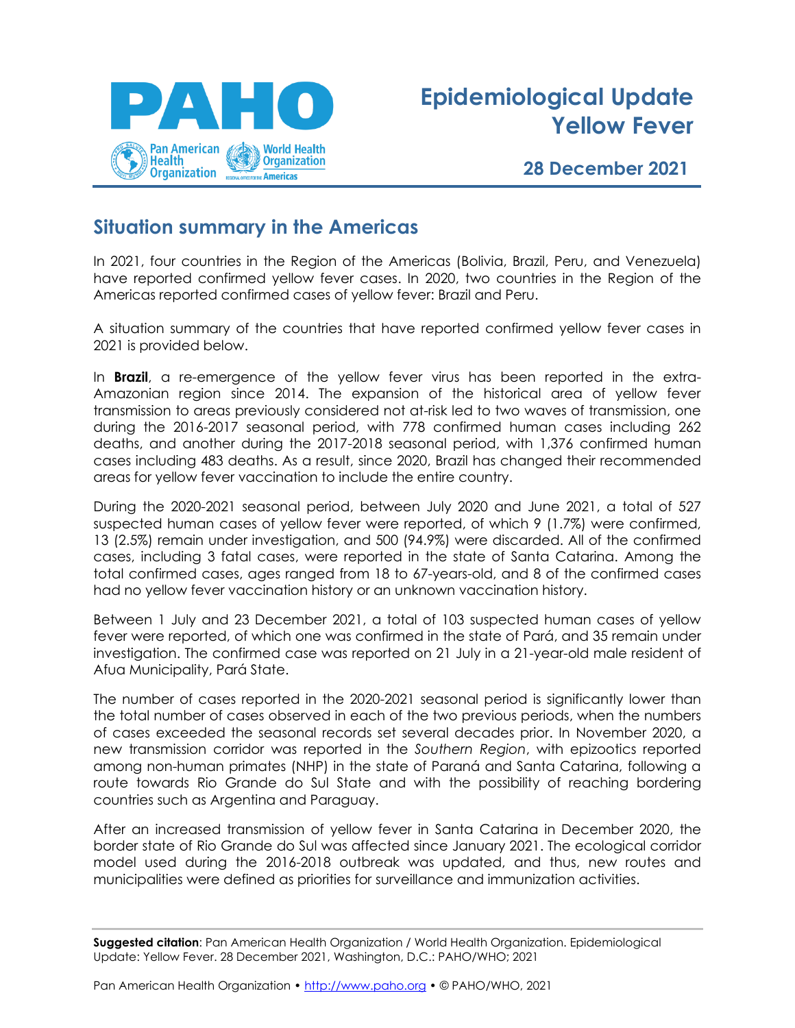# Epidemiological Update Yellow Fever

**28 December 2021**

## Situation summary in the Americas

In 2021, four countries in the Region of the Americas (Bolivia, Brazil, Peru, and Venezuela) have reported confirmed yellow fever cases. In 2020, two countries in the Region of the Americas reported confirmed cases of yellow fever: Brazil and Peru.

A situation summary of the countries that have reported confirmed yellow fever cases in 2021 is provided below.

In **Brazil**, a re-emergence of the yellow fever virus has been reported in the extra-Amazonian region since 2014. The expansion of the historical area of yellow fever transmission to areas previously considered not at-risk led to two waves of transmission, one during the 2016-2017 seasonal period, with 778 confirmed human cases including 262 deaths, and another during the 2017-2018 seasonal period, with 1,376 confirmed human cases including 483 deaths. As a result, since 2020, Brazil has changed their recommended areas for yellow fever vaccination to include the entire country.

During the 2020-2021 seasonal period, between July 2020 and June 2021, a total of 527 suspected human cases of yellow fever were reported, of which 9 (1.7%) were confirmed, 13 (2.5%) remain under investigation, and 500 (94.9%) were discarded. All of the confirmed cases, including 3 fatal cases, were reported in the state of Santa Catarina. Among the total confirmed cases, ages ranged from 18 to 67-years-old, and 8 of the confirmed cases had no yellow fever vaccination history or an unknown vaccination history.

Between 1 July and 23 December 2021, a total of 103 suspected human cases of yellow fever were reported, of which one was confirmed in the state of Pará, and 35 remain under investigation. The confirmed case was reported on 21 July in a 21-year-old male resident of Afua Municipality, Pará State.

The number of cases reported in the 2020-2021 seasonal period is significantly lower than the total number of cases observed in each of the two previous periods, when the numbers of cases exceeded the seasonal records set several decades prior. In November 2020, a new transmission corridor was reported in the *Southern Region*, with epizootics reported among non-human primates (NHP) in the state of Paraná and Santa Catarina, following a route towards Rio Grande do Sul State and with the possibility of reaching bordering countries such as Argentina and Paraguay.

After an increased transmission of yellow fever in Santa Catarina in December 2020, the border state of Rio Grande do Sul was affected since January 2021. The ecological corridor model used during the 2016-2018 outbreak was updated, and thus, new routes and municipalities were defined as priorities for surveillance and immunization activities.

**Suggested citation**: Pan American Health Organization / World Health Organization. Epidemiological Update: Yellow Fever. 28 December 2021, Washington, D.C.: PAHO/WHO; 2021

Pan American Health Organization • http://www.paho.org • © PAHO/WHO, 2021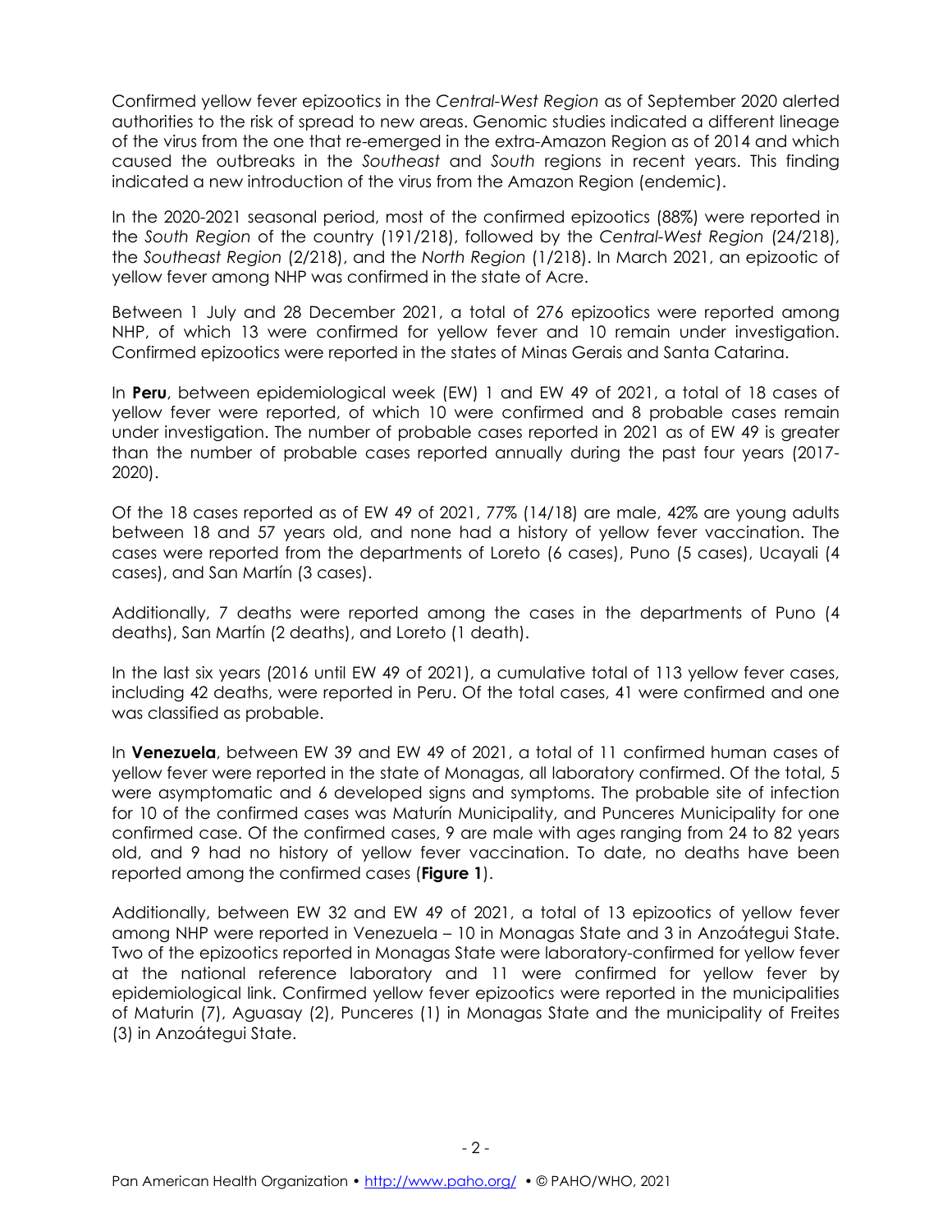Confirmed yellow fever epizootics in the *Central-West Region* as of September 2020 alerted authorities to the risk of spread to new areas. Genomic studies indicated a different lineage of the virus from the one that re-emerged in the extra-Amazon Region as of 2014 and which caused the outbreaks in the *Southeast* and *South* regions in recent years. This finding indicated a new introduction of the virus from the Amazon Region (endemic).

In the 2020-2021 seasonal period, most of the confirmed epizootics (88%) were reported in the *South Region* of the country (191/218), followed by the *Central-West Region* (24/218), the *Southeast Region* (2/218), and the *North Region* (1/218). In March 2021, an epizootic of yellow fever among NHP was confirmed in the state of Acre.

Between 1 July and 28 December 2021, a total of 276 epizootics were reported among NHP, of which 13 were confirmed for yellow fever and 10 remain under investigation. Confirmed epizootics were reported in the states of Minas Gerais and Santa Catarina.

In **Peru**, between epidemiological week (EW) 1 and EW 49 of 2021, a total of 18 cases of yellow fever were reported, of which 10 were confirmed and 8 probable cases remain under investigation. The number of probable cases reported in 2021 as of EW 49 is greater than the number of probable cases reported annually during the past four years (2017-2020).

Of the 18 cases reported as of EW 49 of 2021, 77% (14/18) are male, 42% are young adults between 18 and 57 years old, and none had a history of yellow fever vaccination. The cases were reported from the departments of Loreto (6 cases), Puno (5 cases), Ucayali (4 cases), and San Martín (3 cases).

Additionally, 7 deaths were reported among the cases in the departments of Puno (4 deaths), San Martín (2 deaths), and Loreto (1 death).

In the last six years (2016 until EW 49 of 2021), a cumulative total of 113 yellow fever cases, including 42 deaths, were reported in Peru. Of the total cases, 41 were confirmed and one was classified as probable.

In **Venezuela**, between EW 39 and EW 49 of 2021, a total of 11 confirmed human cases of yellow fever were reported in the state of Monagas, all laboratory confirmed. Of the total, 5 were asymptomatic and 6 developed signs and symptoms. The probable site of infection for 10 of the confirmed cases was Maturín Municipality, and Punceres Municipality for one confirmed case. Of the confirmed cases, 9 are male with ages ranging from 24 to 82 years old, and 9 had no history of yellow fever vaccination. To date, no deaths have been reported among the confirmed cases (**Figure 1**).

Additionally, between EW 32 and EW 49 of 2021, a total of 13 epizootics of yellow fever among NHP were reported in Venezuela – 10 in Monagas State and 3 in Anzoátegui State. Two of the epizootics reported in Monagas State were laboratory-confirmed for yellow fever at the national reference laboratory and 11 were confirmed for yellow fever by epidemiological link. Confirmed yellow fever epizootics were reported in the municipalities of Maturin (7), Aguasay (2), Punceres (1) in Monagas State and the municipality of Freites (3) in Anzoátegui State.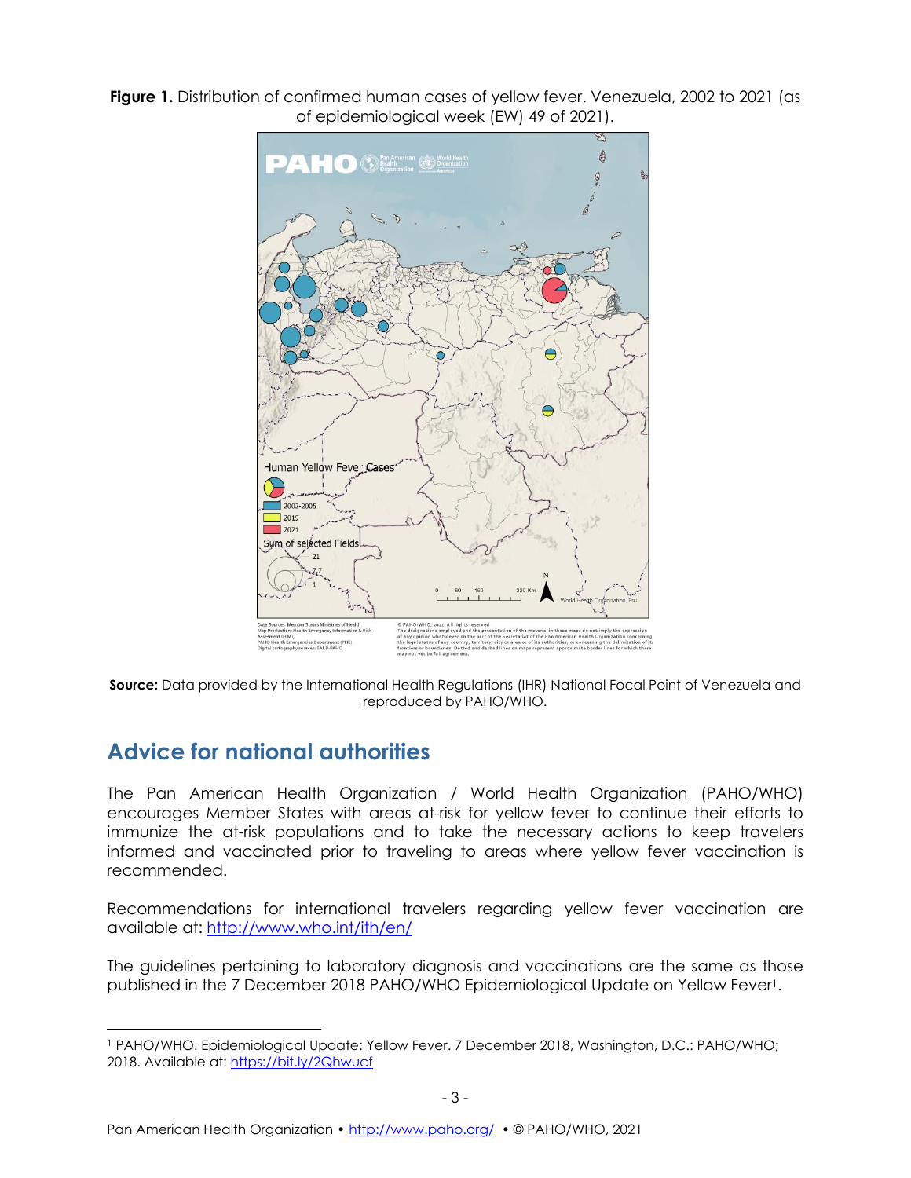**Figure 1.** Distribution of confirmed human cases of yellow fever. Venezuela, 2002 to 2021 (as of epidemiological week (EW) 49 of 2021).

**Source:** Data provided by the International Health Regulations (IHR) National Focal Point of Venezuela and reproduced by PAHO/WHO.

## Advice for national authorities

The Pan American Health Organization / World Health Organization (PAHO/WHO) encourages Member States with areas at-risk for yellow fever to continue their efforts to immunize the at-risk populations and to take the necessary actions to keep travelers informed and vaccinated prior to traveling to areas where yellow fever vaccination is recommended.

Recommendations for international travelers regarding yellow fever vaccination are available at: http://www.who.int/ith/en/

The guidelines pertaining to laboratory diagnosis and vaccinations are the same as those published in the 7 December 2018 PAHO/WHO Epidemiological Update on Yellow Fever[1].

---

[1] PAHO/WHO. Epidemiological Update: Yellow Fever. 7 December 2018, Washington, D.C.: PAHO/WHO; 2018. Available at: https://bit.ly/2Qhwucf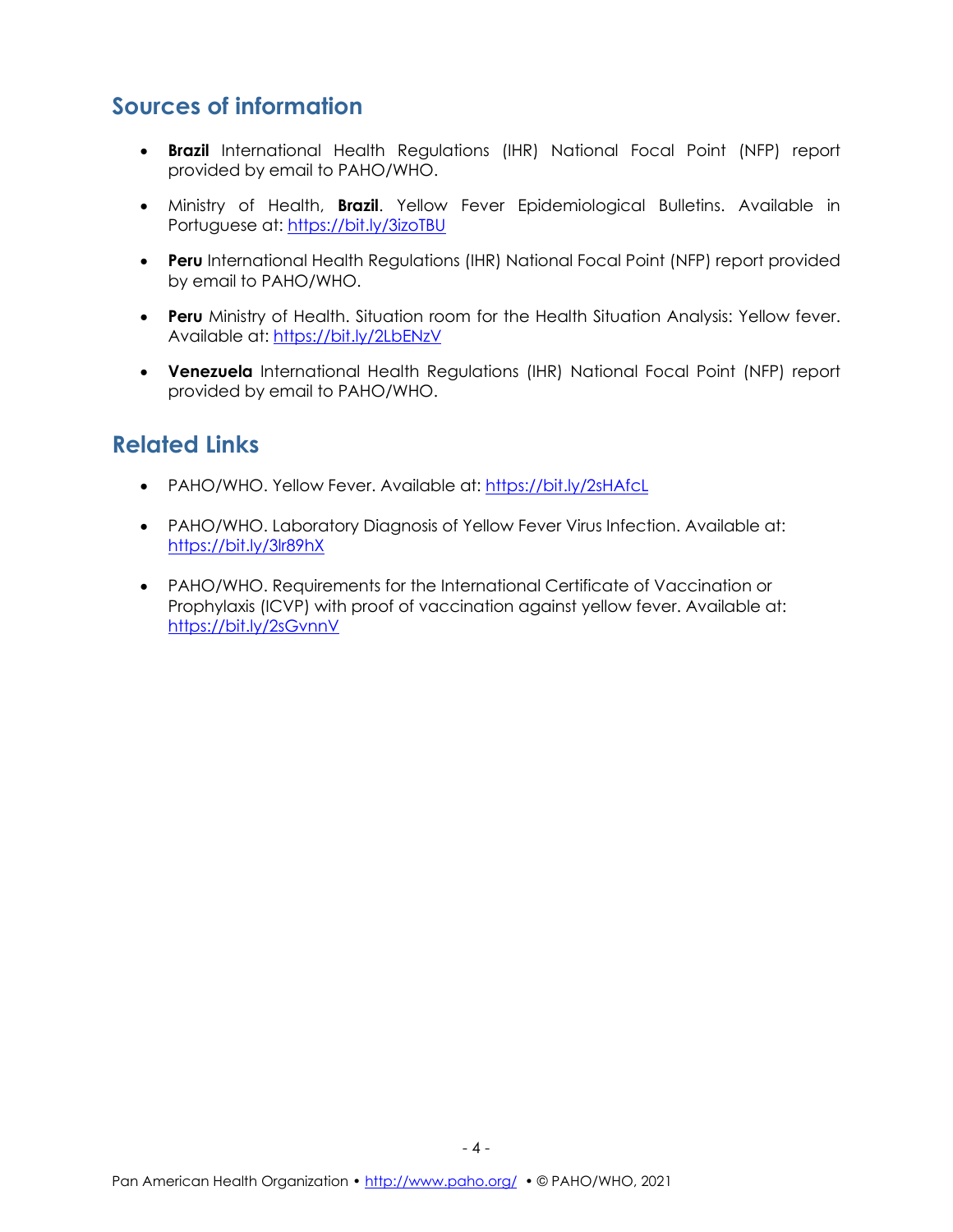## Sources of information

- **Brazil** International Health Regulations (IHR) National Focal Point (NFP) report provided by email to PAHO/WHO.
- Ministry of Health, **Brazil**. Yellow Fever Epidemiological Bulletins. Available in Portuguese at: https://bit.ly/3izoTBU
- **Peru** International Health Regulations (IHR) National Focal Point (NFP) report provided by email to PAHO/WHO.
- **Peru** Ministry of Health. Situation room for the Health Situation Analysis: Yellow fever. Available at: https://bit.ly/2LbENzV
- **Venezuela** International Health Regulations (IHR) National Focal Point (NFP) report provided by email to PAHO/WHO.

## Related Links

- PAHO/WHO. Yellow Fever. Available at: https://bit.ly/2sHAfcL
- PAHO/WHO. Laboratory Diagnosis of Yellow Fever Virus Infection. Available at: https://bit.ly/3lr89hX
- PAHO/WHO. Requirements for the International Certificate of Vaccination or Prophylaxis (ICVP) with proof of vaccination against yellow fever. Available at: https://bit.ly/2sGvnnV